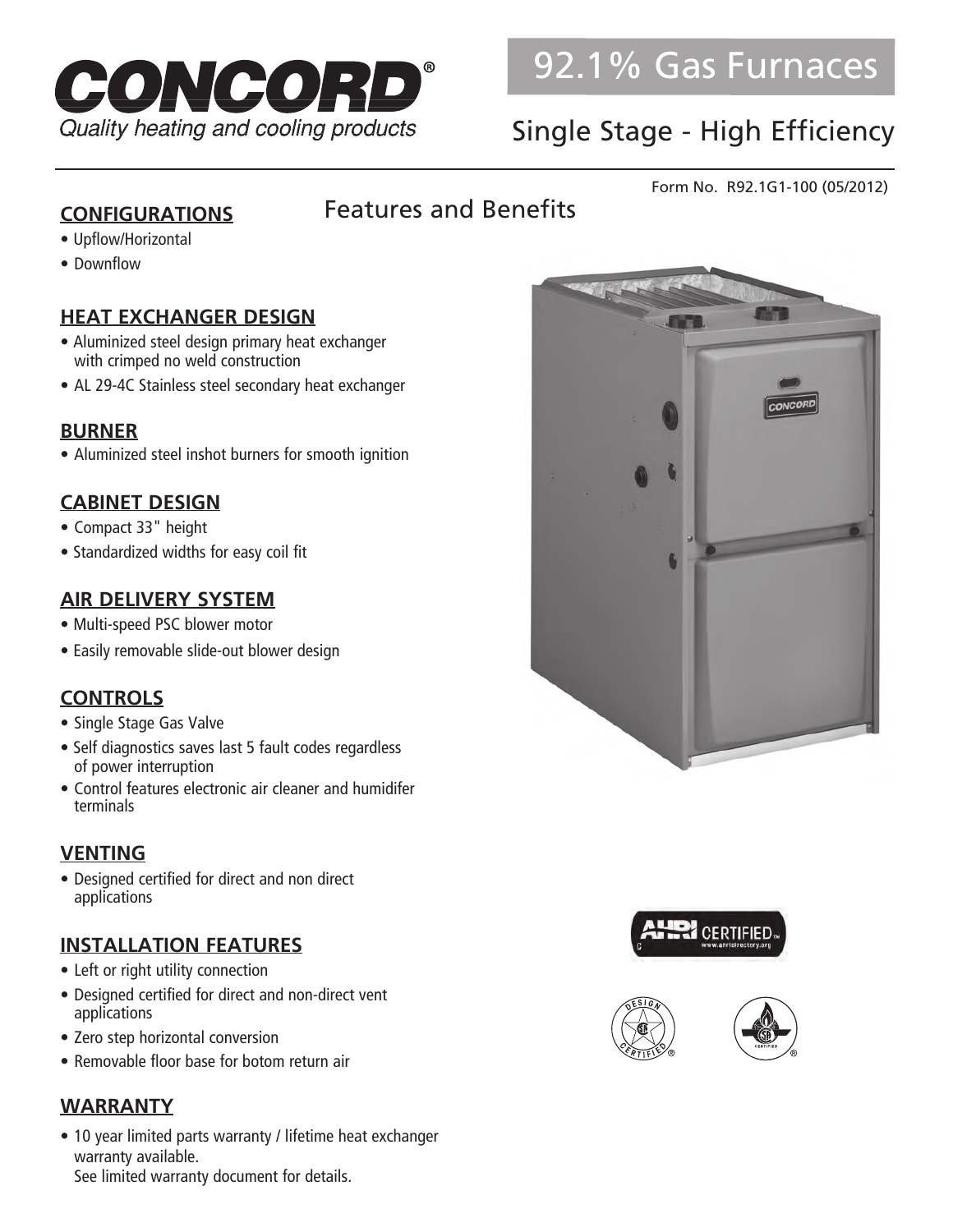# CONCORD®

*Quality heating and cooling products*

# 92.1% Gas Furnaces

## Single Stage - High Efficiency

Form No. R92.1G1-100 (05/2012)

## Features and Benefits

### CONFIGURATIONS

- Upflow/Horizontal
- Downflow

### HEAT EXCHANGER DESIGN

- Aluminized steel design primary heat exchanger with crimped no weld construction
- AL 29-4C Stainless steel secondary heat exchanger

### BURNER

- Aluminized steel inshot burners for smooth ignition

### CABINET DESIGN

- Compact 33" height
- Standardized widths for easy coil fit

### AIR DELIVERY SYSTEM

- Multi-speed PSC blower motor
- Easily removable slide-out blower design

### CONTROLS

- Single Stage Gas Valve
- Self diagnostics saves last 5 fault codes regardless of power interruption
- Control features electronic air cleaner and humidifer terminals

### VENTING

- Designed certified for direct and non direct applications

### INSTALLATION FEATURES

- Left or right utility connection
- Designed certified for direct and non-direct vent applications
- Zero step horizontal conversion
- Removable floor base for botom return air

### WARRANTY

- 10 year limited parts warranty / lifetime heat exchanger warranty available.
  See limited warranty document for details.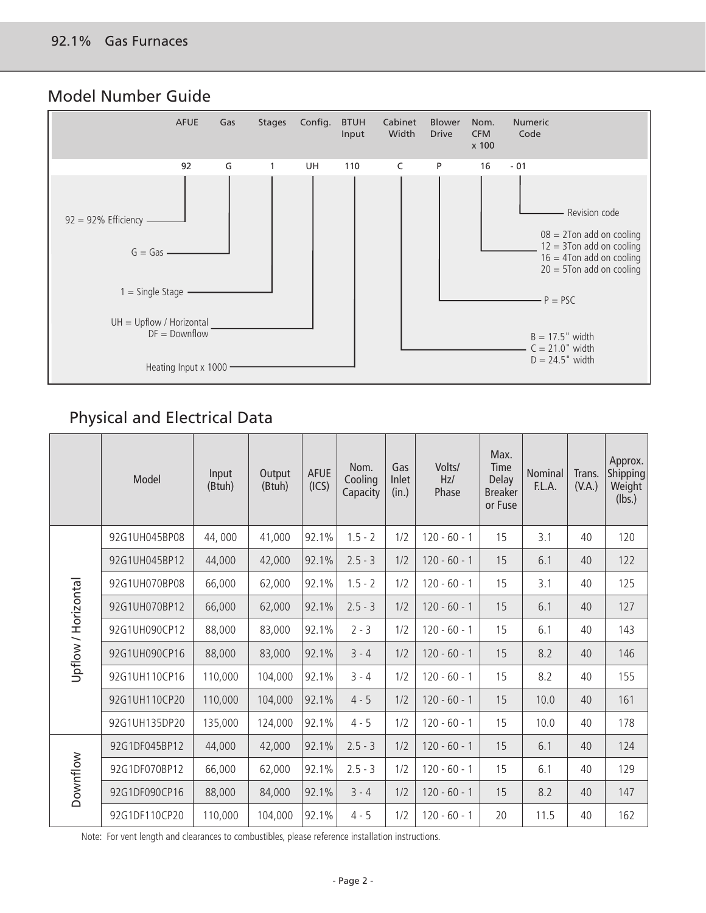## Model Number Guide

| AFUE | Gas | Stages | Config. | BTUH Input | Cabinet Width | Blower Drive | Nom. CFM x 100 | Numeric Code |
|---|---|---|---|---|---|---|---|---|
| 92 | G | 1 | UH | 110 | C | P | 16 | - 01 |

- 92 = 92% Efficiency
- G = Gas
- 1 = Single Stage
- UH = Upflow / Horizontal; DF = Downflow
- Heating Input x 1000
- B = 17.5" width; C = 21.0" width; D = 24.5" width
- P = PSC
- 08 = 2Ton add on cooling; 12 = 3Ton add on cooling; 16 = 4Ton add on cooling; 20 = 5Ton add on cooling
- Revision code

## Physical and Electrical Data

| | Model | Input (Btuh) | Output (Btuh) | AFUE (ICS) | Nom. Cooling Capacity | Gas Inlet (in.) | Volts/ Hz/ Phase | Max. Time Delay Breaker or Fuse | Nominal F.L.A. | Trans. (V.A.) | Approx. Shipping Weight (lbs.) |
|---|---|---|---|---|---|---|---|---|---|---|---|
| Upflow / Horizontal | 92G1UH045BP08 | 44, 000 | 41,000 | 92.1% | 1.5 - 2 | 1/2 | 120 - 60 - 1 | 15 | 3.1 | 40 | 120 |
| | 92G1UH045BP12 | 44,000 | 42,000 | 92.1% | 2.5 - 3 | 1/2 | 120 - 60 - 1 | 15 | 6.1 | 40 | 122 |
| | 92G1UH070BP08 | 66,000 | 62,000 | 92.1% | 1.5 - 2 | 1/2 | 120 - 60 - 1 | 15 | 3.1 | 40 | 125 |
| | 92G1UH070BP12 | 66,000 | 62,000 | 92.1% | 2.5 - 3 | 1/2 | 120 - 60 - 1 | 15 | 6.1 | 40 | 127 |
| | 92G1UH090CP12 | 88,000 | 83,000 | 92.1% | 2 - 3 | 1/2 | 120 - 60 - 1 | 15 | 6.1 | 40 | 143 |
| | 92G1UH090CP16 | 88,000 | 83,000 | 92.1% | 3 - 4 | 1/2 | 120 - 60 - 1 | 15 | 8.2 | 40 | 146 |
| | 92G1UH110CP16 | 110,000 | 104,000 | 92.1% | 3 - 4 | 1/2 | 120 - 60 - 1 | 15 | 8.2 | 40 | 155 |
| | 92G1UH110CP20 | 110,000 | 104,000 | 92.1% | 4 - 5 | 1/2 | 120 - 60 - 1 | 15 | 10.0 | 40 | 161 |
| | 92G1UH135DP20 | 135,000 | 124,000 | 92.1% | 4 - 5 | 1/2 | 120 - 60 - 1 | 15 | 10.0 | 40 | 178 |
| Downflow | 92G1DF045BP12 | 44,000 | 42,000 | 92.1% | 2.5 - 3 | 1/2 | 120 - 60 - 1 | 15 | 6.1 | 40 | 124 |
| | 92G1DF070BP12 | 66,000 | 62,000 | 92.1% | 2.5 - 3 | 1/2 | 120 - 60 - 1 | 15 | 6.1 | 40 | 129 |
| | 92G1DF090CP16 | 88,000 | 84,000 | 92.1% | 3 - 4 | 1/2 | 120 - 60 - 1 | 15 | 8.2 | 40 | 147 |
| | 92G1DF110CP20 | 110,000 | 104,000 | 92.1% | 4 - 5 | 1/2 | 120 - 60 - 1 | 20 | 11.5 | 40 | 162 |

Note: For vent length and clearances to combustibles, please reference installation instructions.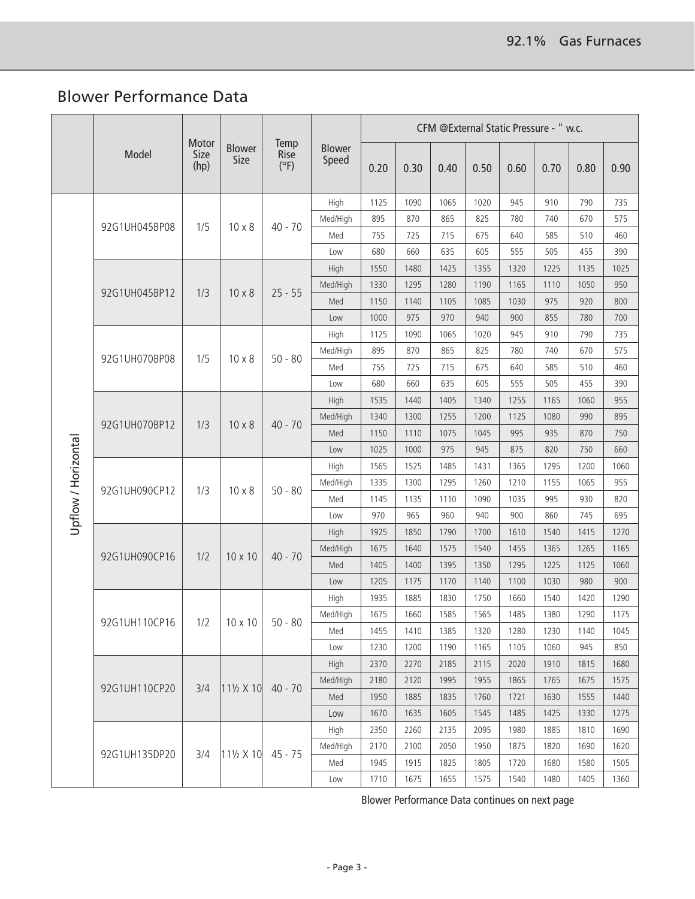## Blower Performance Data

| | Model | Motor Size (hp) | Blower Size | Temp Rise (°F) | Blower Speed | CFM @External Static Pressure - " w.c. | | | | | | | |
|---|---|---|---|---|---|---|---|---|---|---|---|---|---|
| | | | | | | 0.20 | 0.30 | 0.40 | 0.50 | 0.60 | 0.70 | 0.80 | 0.90 |
| Upflow / Horizontal | 92G1UH045BP08 | 1/5 | 10 x 8 | 40 - 70 | High | 1125 | 1090 | 1065 | 1020 | 945 | 910 | 790 | 735 |
| | | | | | Med/High | 895 | 870 | 865 | 825 | 780 | 740 | 670 | 575 |
| | | | | | Med | 755 | 725 | 715 | 675 | 640 | 585 | 510 | 460 |
| | | | | | Low | 680 | 660 | 635 | 605 | 555 | 505 | 455 | 390 |
| | 92G1UH045BP12 | 1/3 | 10 x 8 | 25 - 55 | High | 1550 | 1480 | 1425 | 1355 | 1320 | 1225 | 1135 | 1025 |
| | | | | | Med/High | 1330 | 1295 | 1280 | 1190 | 1165 | 1110 | 1050 | 950 |
| | | | | | Med | 1150 | 1140 | 1105 | 1085 | 1030 | 975 | 920 | 800 |
| | | | | | Low | 1000 | 975 | 970 | 940 | 900 | 855 | 780 | 700 |
| | 92G1UH070BP08 | 1/5 | 10 x 8 | 50 - 80 | High | 1125 | 1090 | 1065 | 1020 | 945 | 910 | 790 | 735 |
| | | | | | Med/High | 895 | 870 | 865 | 825 | 780 | 740 | 670 | 575 |
| | | | | | Med | 755 | 725 | 715 | 675 | 640 | 585 | 510 | 460 |
| | | | | | Low | 680 | 660 | 635 | 605 | 555 | 505 | 455 | 390 |
| | 92G1UH070BP12 | 1/3 | 10 x 8 | 40 - 70 | High | 1535 | 1440 | 1405 | 1340 | 1255 | 1165 | 1060 | 955 |
| | | | | | Med/High | 1340 | 1300 | 1255 | 1200 | 1125 | 1080 | 990 | 895 |
| | | | | | Med | 1150 | 1110 | 1075 | 1045 | 995 | 935 | 870 | 750 |
| | | | | | Low | 1025 | 1000 | 975 | 945 | 875 | 820 | 750 | 660 |
| | 92G1UH090CP12 | 1/3 | 10 x 8 | 50 - 80 | High | 1565 | 1525 | 1485 | 1431 | 1365 | 1295 | 1200 | 1060 |
| | | | | | Med/High | 1335 | 1300 | 1295 | 1260 | 1210 | 1155 | 1065 | 955 |
| | | | | | Med | 1145 | 1135 | 1110 | 1090 | 1035 | 995 | 930 | 820 |
| | | | | | Low | 970 | 965 | 960 | 940 | 900 | 860 | 745 | 695 |
| | 92G1UH090CP16 | 1/2 | 10 x 10 | 40 - 70 | High | 1925 | 1850 | 1790 | 1700 | 1610 | 1540 | 1415 | 1270 |
| | | | | | Med/High | 1675 | 1640 | 1575 | 1540 | 1455 | 1365 | 1265 | 1165 |
| | | | | | Med | 1405 | 1400 | 1395 | 1350 | 1295 | 1225 | 1125 | 1060 |
| | | | | | Low | 1205 | 1175 | 1170 | 1140 | 1100 | 1030 | 980 | 900 |
| | 92G1UH110CP16 | 1/2 | 10 x 10 | 50 - 80 | High | 1935 | 1885 | 1830 | 1750 | 1660 | 1540 | 1420 | 1290 |
| | | | | | Med/High | 1675 | 1660 | 1585 | 1565 | 1485 | 1380 | 1290 | 1175 |
| | | | | | Med | 1455 | 1410 | 1385 | 1320 | 1280 | 1230 | 1140 | 1045 |
| | | | | | Low | 1230 | 1200 | 1190 | 1165 | 1105 | 1060 | 945 | 850 |
| | 92G1UH110CP20 | 3/4 | 11½ X 10 | 40 - 70 | High | 2370 | 2270 | 2185 | 2115 | 2020 | 1910 | 1815 | 1680 |
| | | | | | Med/High | 2180 | 2120 | 1995 | 1955 | 1865 | 1765 | 1675 | 1575 |
| | | | | | Med | 1950 | 1885 | 1835 | 1760 | 1721 | 1630 | 1555 | 1440 |
| | | | | | Low | 1670 | 1635 | 1605 | 1545 | 1485 | 1425 | 1330 | 1275 |
| | 92G1UH135DP20 | 3/4 | 11½ X 10 | 45 - 75 | High | 2350 | 2260 | 2135 | 2095 | 1980 | 1885 | 1810 | 1690 |
| | | | | | Med/High | 2170 | 2100 | 2050 | 1950 | 1875 | 1820 | 1690 | 1620 |
| | | | | | Med | 1945 | 1915 | 1825 | 1805 | 1720 | 1680 | 1580 | 1505 |
| | | | | | Low | 1710 | 1675 | 1655 | 1575 | 1540 | 1480 | 1405 | 1360 |

Blower Performance Data continues on next page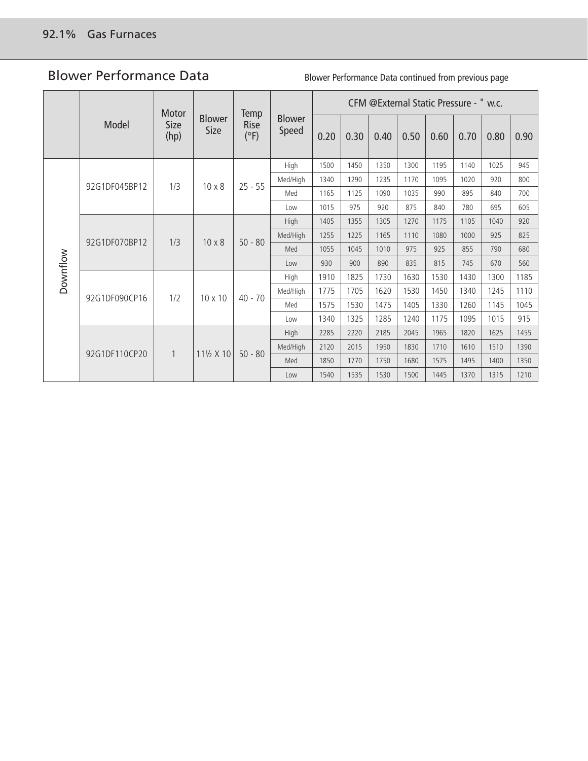## Blower Performance Data

Blower Performance Data continued from previous page

| | Model | Motor Size (hp) | Blower Size | Temp Rise (°F) | Blower Speed | CFM @External Static Pressure - " w.c. | | | | | | | |
|---|---|---|---|---|---|---|---|---|---|---|---|---|---|
| | | | | | | 0.20 | 0.30 | 0.40 | 0.50 | 0.60 | 0.70 | 0.80 | 0.90 |
| Downflow | 92G1DF045BP12 | 1/3 | 10 x 8 | 25 - 55 | High | 1500 | 1450 | 1350 | 1300 | 1195 | 1140 | 1025 | 945 |
| | | | | | Med/High | 1340 | 1290 | 1235 | 1170 | 1095 | 1020 | 920 | 800 |
| | | | | | Med | 1165 | 1125 | 1090 | 1035 | 990 | 895 | 840 | 700 |
| | | | | | Low | 1015 | 975 | 920 | 875 | 840 | 780 | 695 | 605 |
| | 92G1DF070BP12 | 1/3 | 10 x 8 | 50 - 80 | High | 1405 | 1355 | 1305 | 1270 | 1175 | 1105 | 1040 | 920 |
| | | | | | Med/High | 1255 | 1225 | 1165 | 1110 | 1080 | 1000 | 925 | 825 |
| | | | | | Med | 1055 | 1045 | 1010 | 975 | 925 | 855 | 790 | 680 |
| | | | | | Low | 930 | 900 | 890 | 835 | 815 | 745 | 670 | 560 |
| | 92G1DF090CP16 | 1/2 | 10 x 10 | 40 - 70 | High | 1910 | 1825 | 1730 | 1630 | 1530 | 1430 | 1300 | 1185 |
| | | | | | Med/High | 1775 | 1705 | 1620 | 1530 | 1450 | 1340 | 1245 | 1110 |
| | | | | | Med | 1575 | 1530 | 1475 | 1405 | 1330 | 1260 | 1145 | 1045 |
| | | | | | Low | 1340 | 1325 | 1285 | 1240 | 1175 | 1095 | 1015 | 915 |
| | 92G1DF110CP20 | 1 | 11½ X 10 | 50 - 80 | High | 2285 | 2220 | 2185 | 2045 | 1965 | 1820 | 1625 | 1455 |
| | | | | | Med/High | 2120 | 2015 | 1950 | 1830 | 1710 | 1610 | 1510 | 1390 |
| | | | | | Med | 1850 | 1770 | 1750 | 1680 | 1575 | 1495 | 1400 | 1350 |
| | | | | | Low | 1540 | 1535 | 1530 | 1500 | 1445 | 1370 | 1315 | 1210 |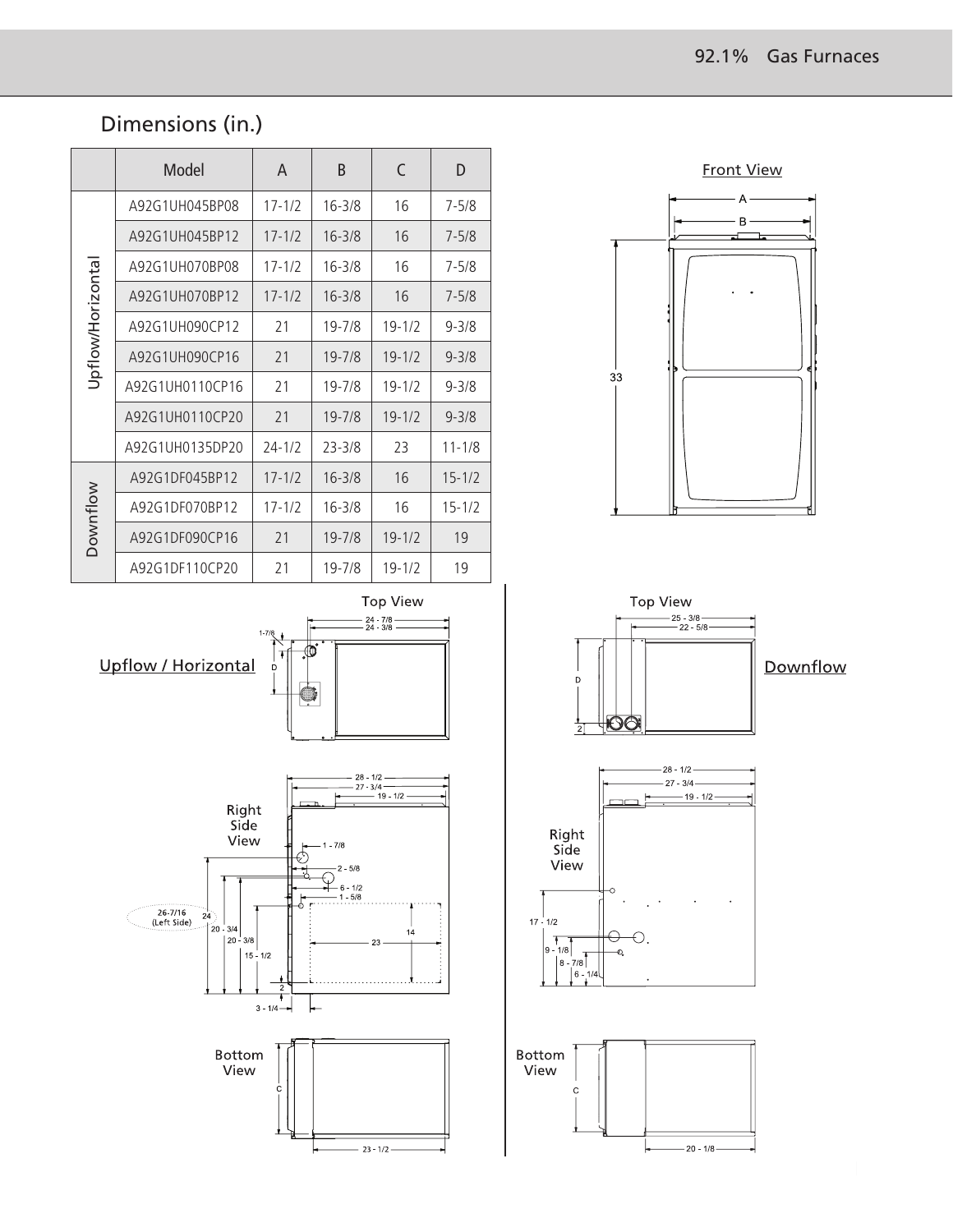## Dimensions (in.)

| | Model | A | B | C | D |
|---|---|---|---|---|---|
| Upflow/Horizontal | A92G1UH045BP08 | 17-1/2 | 16-3/8 | 16 | 7-5/8 |
| | A92G1UH045BP12 | 17-1/2 | 16-3/8 | 16 | 7-5/8 |
| | A92G1UH070BP08 | 17-1/2 | 16-3/8 | 16 | 7-5/8 |
| | A92G1UH070BP12 | 17-1/2 | 16-3/8 | 16 | 7-5/8 |
| | A92G1UH090CP12 | 21 | 19-7/8 | 19-1/2 | 9-3/8 |
| | A92G1UH090CP16 | 21 | 19-7/8 | 19-1/2 | 9-3/8 |
| | A92G1UH0110CP16 | 21 | 19-7/8 | 19-1/2 | 9-3/8 |
| | A92G1UH0110CP20 | 21 | 19-7/8 | 19-1/2 | 9-3/8 |
| | A92G1UH0135DP20 | 24-1/2 | 23-3/8 | 23 | 11-1/8 |
| Downflow | A92G1DF045BP12 | 17-1/2 | 16-3/8 | 16 | 15-1/2 |
| | A92G1DF070BP12 | 17-1/2 | 16-3/8 | 16 | 15-1/2 |
| | A92G1DF090CP16 | 21 | 19-7/8 | 19-1/2 | 19 |
| | A92G1DF110CP20 | 21 | 19-7/8 | 19-1/2 | 19 |

Front View

Upflow / Horizontal

Top View

Right Side View

Bottom View

Downflow

Top View

Right Side View

Bottom View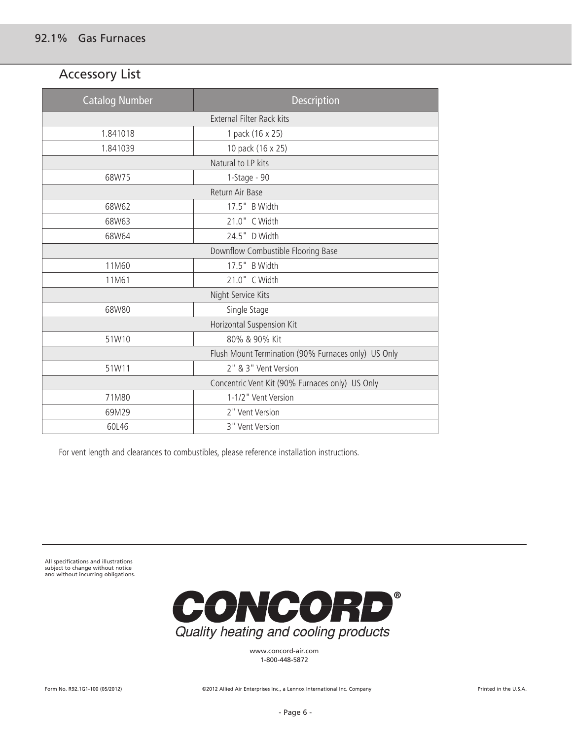## Accessory List

| Catalog Number | Description |
|---|---|
| External Filter Rack kits | |
| 1.841018 | 1 pack (16 x 25) |
| 1.841039 | 10 pack (16 x 25) |
| Natural to LP kits | |
| 68W75 | 1-Stage - 90 |
| Return Air Base | |
| 68W62 | 17.5" B Width |
| 68W63 | 21.0" C Width |
| 68W64 | 24.5" D Width |
| Downflow Combustible Flooring Base | |
| 11M60 | 17.5" B Width |
| 11M61 | 21.0" C Width |
| Night Service Kits | |
| 68W80 | Single Stage |
| Horizontal Suspension Kit | |
| 51W10 | 80% & 90% Kit |
| Flush Mount Termination (90% Furnaces only) US Only | |
| 51W11 | 2" & 3" Vent Version |
| Concentric Vent Kit (90% Furnaces only) US Only | |
| 71M80 | 1-1/2" Vent Version |
| 69M29 | 2" Vent Version |
| 60L46 | 3" Vent Version |

For vent length and clearances to combustibles, please reference installation instructions.

All specifications and illustrations subject to change without notice and without incurring obligations.

**CONCORD®**
*Quality heating and cooling products*

www.concord-air.com
1-800-448-5872

Form No. R92.1G1-100 (05/2012) ©2012 Allied Air Enterprises Inc., a Lennox International Inc. Company Printed in the U.S.A.